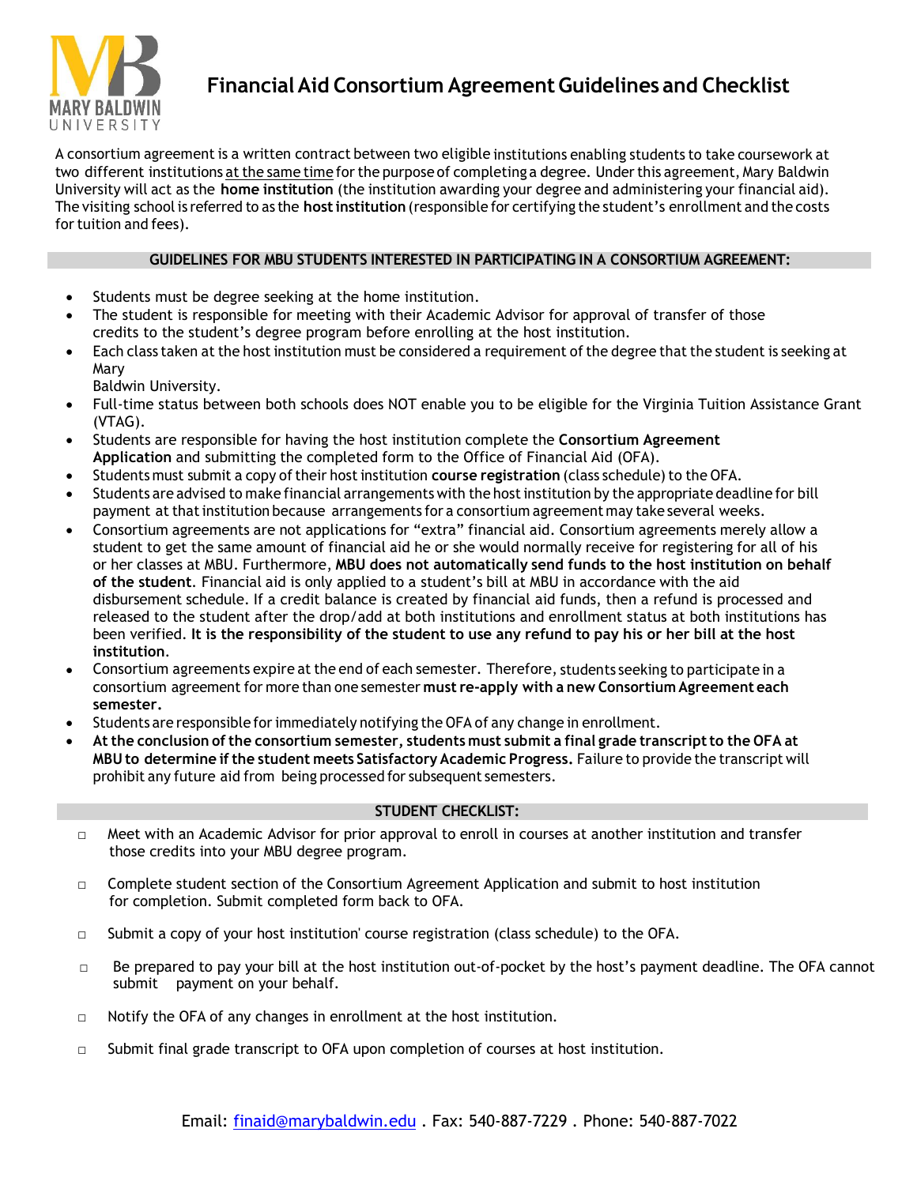# Financial Aid Consortium Agreement Guidelines and Checklist

A consortium agreement is a written contract between two eligible institutions enabling students to take coursework at two different institutions at the same time for the purpose of completing a degree. Under this agreement, Mary Baldwin University will act as the **home institution** (the institution awarding your degree and administering your financial aid). The visiting school is referred to as the **host institution** (responsible for certifying the student's enrollment and the costs for tuition and fees).

## GUIDELINES FOR MBU STUDENTS INTERESTED IN PARTICIPATING IN A CONSORTIUM AGREEMENT:

- Students must be degree seeking at the home institution.
- The student is responsible for meeting with their Academic Advisor for approval of transfer of those credits to the student's degree program before enrolling at the host institution.
- Each class taken at the host institution must be considered a requirement of the degree that the student is seeking at Mary Baldwin University.
- Full-time status between both schools does NOT enable you to be eligible for the Virginia Tuition Assistance Grant (VTAG).
- Students are responsible for having the host institution complete the **Consortium Agreement Application** and submitting the completed form to the Office of Financial Aid (OFA).
- Students must submit a copy of their host institution **course registration** (class schedule) to the OFA.
- Students are advised to make financial arrangements with the host institution by the appropriate deadline for bill payment at that institution because arrangements for a consortium agreement may take several weeks.
- Consortium agreements are not applications for "extra" financial aid. Consortium agreements merely allow a student to get the same amount of financial aid he or she would normally receive for registering for all of his or her classes at MBU. Furthermore, **MBU does not automatically send funds to the host institution on behalf of the student.** Financial aid is only applied to a student's bill at MBU in accordance with the aid disbursement schedule. If a credit balance is created by financial aid funds, then a refund is processed and released to the student after the drop/add at both institutions and enrollment status at both institutions has been verified. **It is the responsibility of the student to use any refund to pay his or her bill at the host institution.**
- Consortium agreements expire at the end of each semester. Therefore, students seeking to participate in a consortium agreement for more than one semester **must re-apply with a new Consortium Agreement each semester.**
- Students are responsible for immediately notifying the OFA of any change in enrollment.
- **At the conclusion of the consortium semester, students must submit a final grade transcript to the OFA at MBU to determine if the student meets Satisfactory Academic Progress.** Failure to provide the transcript will prohibit any future aid from being processed for subsequent semesters.

## STUDENT CHECKLIST:

- ☐ Meet with an Academic Advisor for prior approval to enroll in courses at another institution and transfer those credits into your MBU degree program.
- ☐ Complete student section of the Consortium Agreement Application and submit to host institution for completion. Submit completed form back to OFA.
- ☐ Submit a copy of your host institution' course registration (class schedule) to the OFA.
- ☐ Be prepared to pay your bill at the host institution out-of-pocket by the host's payment deadline. The OFA cannot submit payment on your behalf.
- ☐ Notify the OFA of any changes in enrollment at the host institution.
- ☐ Submit final grade transcript to OFA upon completion of courses at host institution.

Email: finaid@marybaldwin.edu . Fax: 540-887-7229 . Phone: 540-887-7022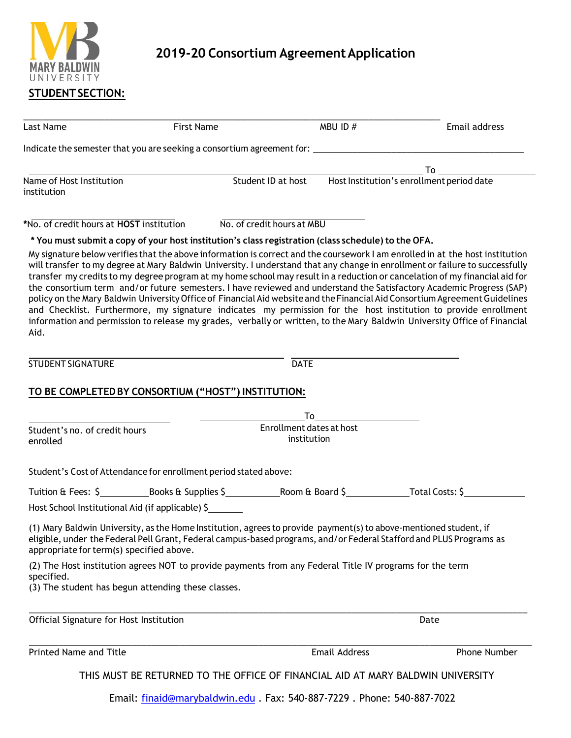MARY BALDWIN UNIVERSITY

# 2019-20 Consortium Agreement Application

## STUDENT SECTION:

\_\_\_\_\_\_\_\_\_\_\_\_\_\_\_\_\_\_\_\_\_\_\_\_\_\_\_\_\_\_\_\_\_\_\_\_\_\_\_\_\_\_\_\_\_\_\_\_\_\_\_\_\_\_\_\_\_\_\_\_\_\_\_\_\_\_\_\_\_\_\_\_

Last Name First Name MBU ID # Email address

Indicate the semester that you are seeking a consortium agreement for: \_\_\_\_\_\_\_\_\_\_\_\_\_\_\_\_\_\_\_\_\_\_\_\_\_\_\_\_\_\_\_\_\_\_\_\_\_\_\_\_

\_\_\_\_\_\_\_\_\_\_\_\_\_\_\_\_\_\_\_\_\_\_\_\_\_\_\_\_\_\_\_\_\_\_\_\_\_\_\_\_\_\_\_\_\_\_\_\_\_\_\_\_\_\_\_\_\_\_\_\_\_\_\_\_\_\_\_\_\_\_ To \_\_\_\_\_\_\_\_\_\_\_\_\_\_\_\_\_\_

Name of Host Institution institution Student ID at host Host Institution's enrollment period date

\_\_\_\_\_\_\_\_\_\_\_\_\_\_\_\_\_\_\_\_\_\_\_\_\_\_\_\_\_ \_\_\_\_\_\_\_\_\_\_\_\_\_\_\_\_\_\_\_\_\_\_\_\_\_\_\_

*No. of credit hours at **HOST** institution No. of credit hours at MBU

**\* You must submit a copy of your host institution's class registration (class schedule) to the OFA.**

My signature below verifies that the above information is correct and the coursework I am enrolled in at the host institution will transfer to my degree at Mary Baldwin University. I understand that any change in enrollment or failure to successfully transfer my credits to my degree program at my home school may result in a reduction or cancelation of my financial aid for the consortium term and/or future semesters. I have reviewed and understand the Satisfactory Academic Progress (SAP) policy on the Mary Baldwin University Office of Financial Aid website and the Financial Aid Consortium Agreement Guidelines and Checklist. Furthermore, my signature indicates my permission for the host institution to provide enrollment information and permission to release my grades, verbally or written, to the Mary Baldwin University Office of Financial Aid.

\_\_\_\_\_\_\_\_\_\_\_\_\_\_\_\_\_\_\_\_\_\_\_\_\_\_\_\_\_\_\_\_\_\_\_\_\_\_\_\_\_\_\_\_ \_\_\_\_\_\_\_\_\_\_\_\_\_\_\_\_\_\_\_\_\_\_\_\_\_\_\_\_\_\_

STUDENT SIGNATURE DATE

## TO BE COMPLETED BY CONSORTIUM ("HOST") INSTITUTION:

\_\_\_\_\_\_\_\_\_\_\_\_\_\_\_\_\_\_\_\_\_\_\_\_\_\_\_ \_\_\_\_\_\_\_\_\_\_\_\_\_\_\_\_\_\_\_ To \_\_\_\_\_\_\_\_\_\_\_\_\_\_\_\_\_\_\_

Student's no. of credit hours enrolled Enrollment dates at host institution

Student's Cost of Attendance for enrollment period stated above:

Tuition & Fees: $\_\_\_\_\_\_\_\_\_\_ Books & Supplies $\_\_\_\_\_\_\_\_\_\_ Room & Board $\_\_\_\_\_\_\_\_\_\_ Total Costs: $\_\_\_\_\_\_\_\_\_\_

Host School Institutional Aid (if applicable) $\_\_\_\_\_\_\_

(1) Mary Baldwin University, as the Home Institution, agrees to provide payment(s) to above-mentioned student, if eligible, under the Federal Pell Grant, Federal campus-based programs, and/or Federal Stafford and PLUS Programs as appropriate for term(s) specified above.

(2) The Host institution agrees NOT to provide payments from any Federal Title IV programs for the term specified.

(3) The student has begun attending these classes.

\_\_\_\_\_\_\_\_\_\_\_\_\_\_\_\_\_\_\_\_\_\_\_\_\_\_\_\_\_\_\_\_\_\_\_\_\_\_\_\_\_\_\_\_\_\_\_\_\_\_\_\_\_\_\_\_\_\_\_\_\_\_\_\_\_\_\_\_\_\_\_\_\_\_\_\_\_\_

Official Signature for Host Institution Date

\_\_\_\_\_\_\_\_\_\_\_\_\_\_\_\_\_\_\_\_\_\_\_\_\_\_\_\_\_\_\_\_\_\_\_\_\_\_\_\_\_\_\_\_\_\_\_\_\_\_\_\_\_\_\_\_\_\_\_\_\_\_\_\_\_\_\_\_\_\_\_\_\_\_\_\_\_\_

Printed Name and Title Email Address Phone Number

THIS MUST BE RETURNED TO THE OFFICE OF FINANCIAL AID AT MARY BALDWIN UNIVERSITY

Email: finaid@marybaldwin.edu . Fax: 540-887-7229 . Phone: 540-887-7022